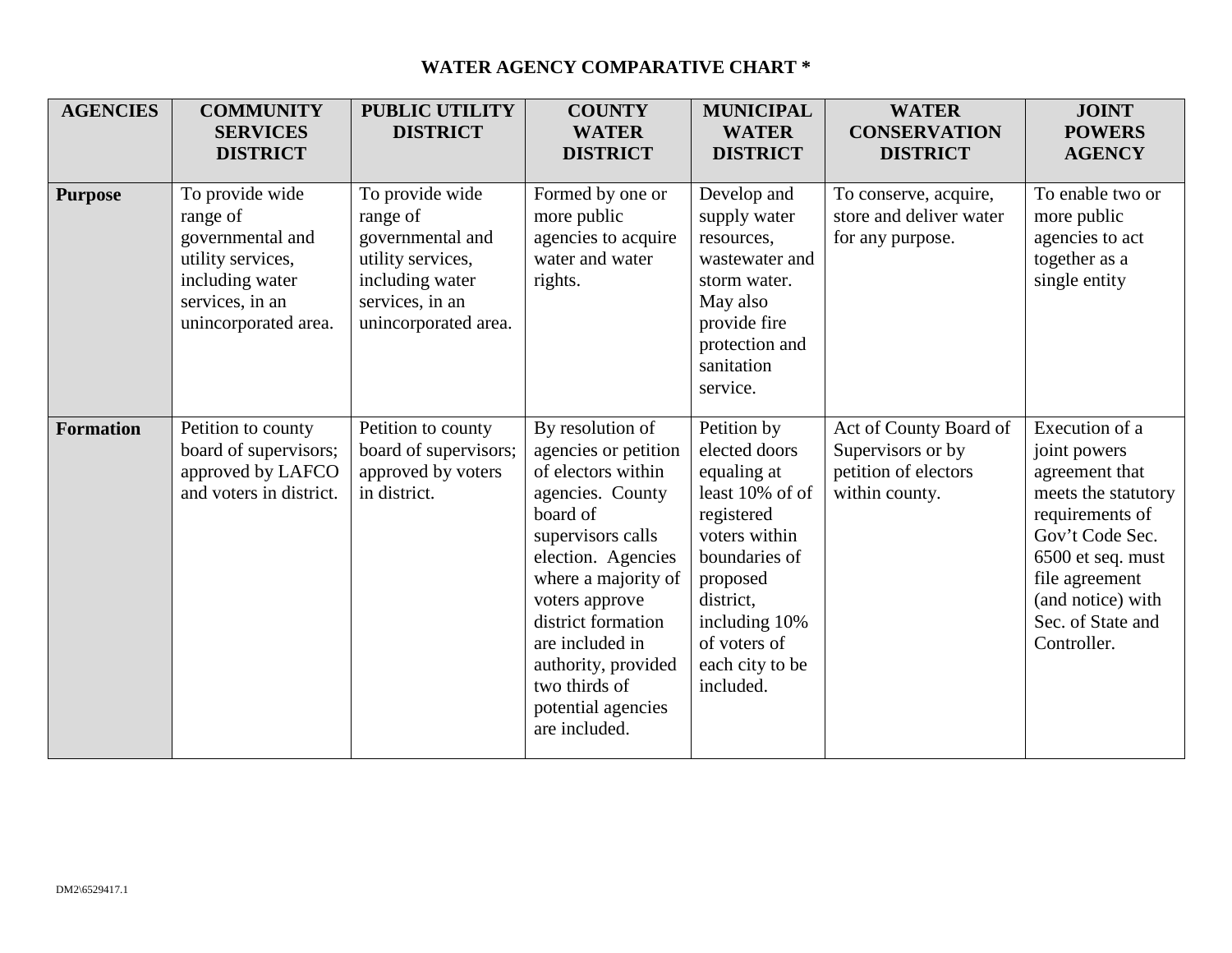# WATER AGENCY COMPARATIVE CHART *

| AGENCIES | COMMUNITY SERVICES DISTRICT | PUBLIC UTILITY DISTRICT | COUNTY WATER DISTRICT | MUNICIPAL WATER DISTRICT | WATER CONSERVATION DISTRICT | JOINT POWERS AGENCY |
|---|---|---|---|---|---|---|
| **Purpose** | To provide wide range of governmental and utility services, including water services, in an unincorporated area. | To provide wide range of governmental and utility services, including water services, in an unincorporated area. | Formed by one or more public agencies to acquire water and water rights. | Develop and supply water resources, wastewater and storm water. May also provide fire protection and sanitation service. | To conserve, acquire, store and deliver water for any purpose. | To enable two or more public agencies to act together as a single entity |
| **Formation** | Petition to county board of supervisors; approved by LAFCO and voters in district. | Petition to county board of supervisors; approved by voters in district. | By resolution of agencies or petition of electors within agencies. County board of supervisors calls election. Agencies where a majority of voters approve district formation are included in authority, provided two thirds of potential agencies are included. | Petition by elected doors equaling at least 10% of of registered voters within boundaries of proposed district, including 10% of voters of each city to be included. | Act of County Board of Supervisors or by petition of electors within county. | Execution of a joint powers agreement that meets the statutory requirements of Gov't Code Sec. 6500 et seq. must file agreement (and notice) with Sec. of State and Controller. |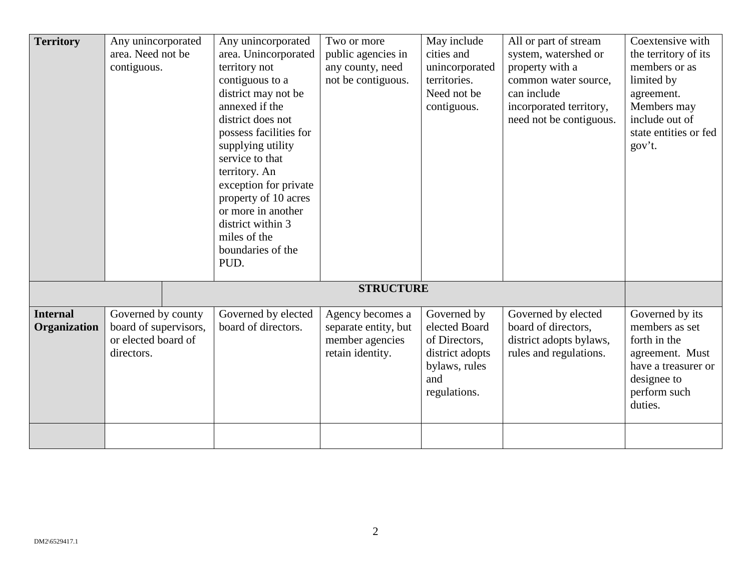| **Territory** | Any unincorporated area. Need not be contiguous. | Any unincorporated area. Unincorporated territory not contiguous to a district may not be annexed if the district does not possess facilities for supplying utility service to that territory. An exception for private property of 10 acres or more in another district within 3 miles of the boundaries of the PUD. | Two or more public agencies in any county, need not be contiguous. | May include cities and unincorporated territories. Need not be contiguous. | All or part of stream system, watershed or property with a common water source, can include incorporated territory, need not be contiguous. | Coextensive with the territory of its members or as limited by agreement. Members may include out of state entities or fed gov't. |
|---|---|---|---|---|---|---|
| | | | **STRUCTURE** | | | |
| **Internal Organization** | Governed by county board of supervisors, or elected board of directors. | Governed by elected board of directors. | Agency becomes a separate entity, but member agencies retain identity. | Governed by elected Board of Directors, district adopts bylaws, rules and regulations. | Governed by elected board of directors, district adopts bylaws, rules and regulations. | Governed by its members as set forth in the agreement. Must have a treasurer or designee to perform such duties. |
| | | | | | | |

DM2\6529417.1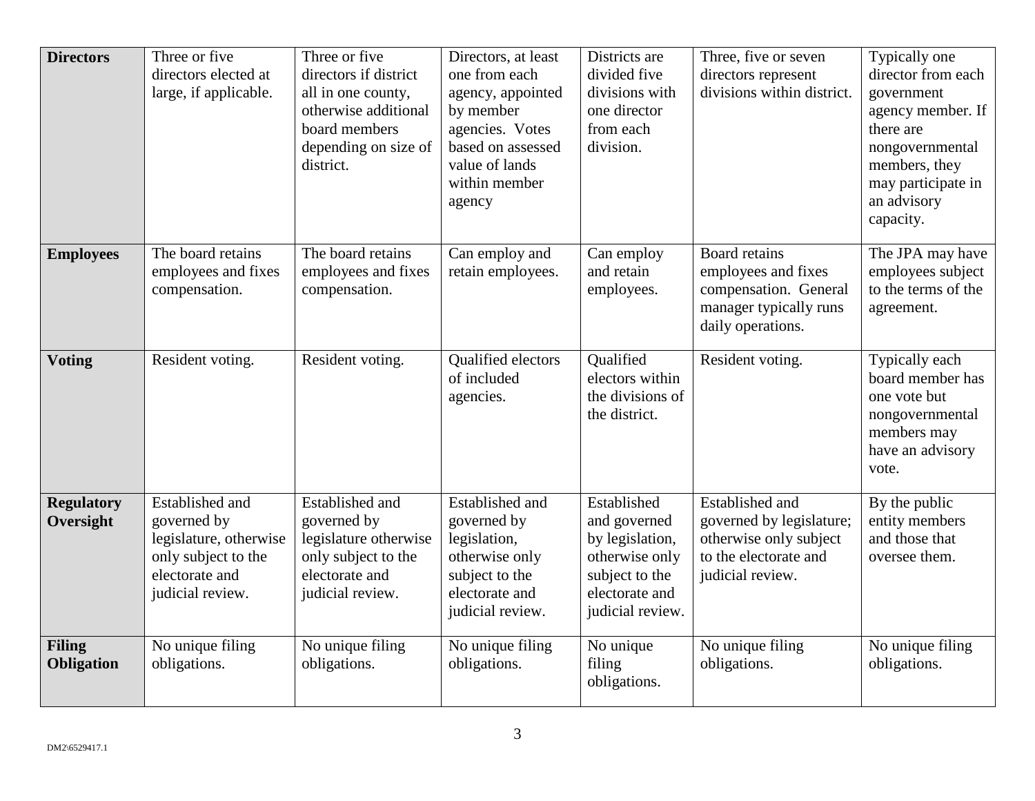| **Directors** | Three or five directors elected at large, if applicable. | Three or five directors if district all in one county, otherwise additional board members depending on size of district. | Directors, at least one from each agency, appointed by member agencies. Votes based on assessed value of lands within member agency | Districts are divided five divisions with one director from each division. | Three, five or seven directors represent divisions within district. | Typically one director from each government agency member. If there are nongovernmental members, they may participate in an advisory capacity. |
|---|---|---|---|---|---|---|
| **Employees** | The board retains employees and fixes compensation. | The board retains employees and fixes compensation. | Can employ and retain employees. | Can employ and retain employees. | Board retains employees and fixes compensation. General manager typically runs daily operations. | The JPA may have employees subject to the terms of the agreement. |
| **Voting** | Resident voting. | Resident voting. | Qualified electors of included agencies. | Qualified electors within the divisions of the district. | Resident voting. | Typically each board member has one vote but nongovernmental members may have an advisory vote. |
| **Regulatory Oversight** | Established and governed by legislature, otherwise only subject to the electorate and judicial review. | Established and governed by legislature otherwise only subject to the electorate and judicial review. | Established and governed by legislation, otherwise only subject to the electorate and judicial review. | Established and governed by legislation, otherwise only subject to the electorate and judicial review. | Established and governed by legislature; otherwise only subject to the electorate and judicial review. | By the public entity members and those that oversee them. |
| **Filing Obligation** | No unique filing obligations. | No unique filing obligations. | No unique filing obligations. | No unique filing obligations. | No unique filing obligations. | No unique filing obligations. |

DM2\6529417.1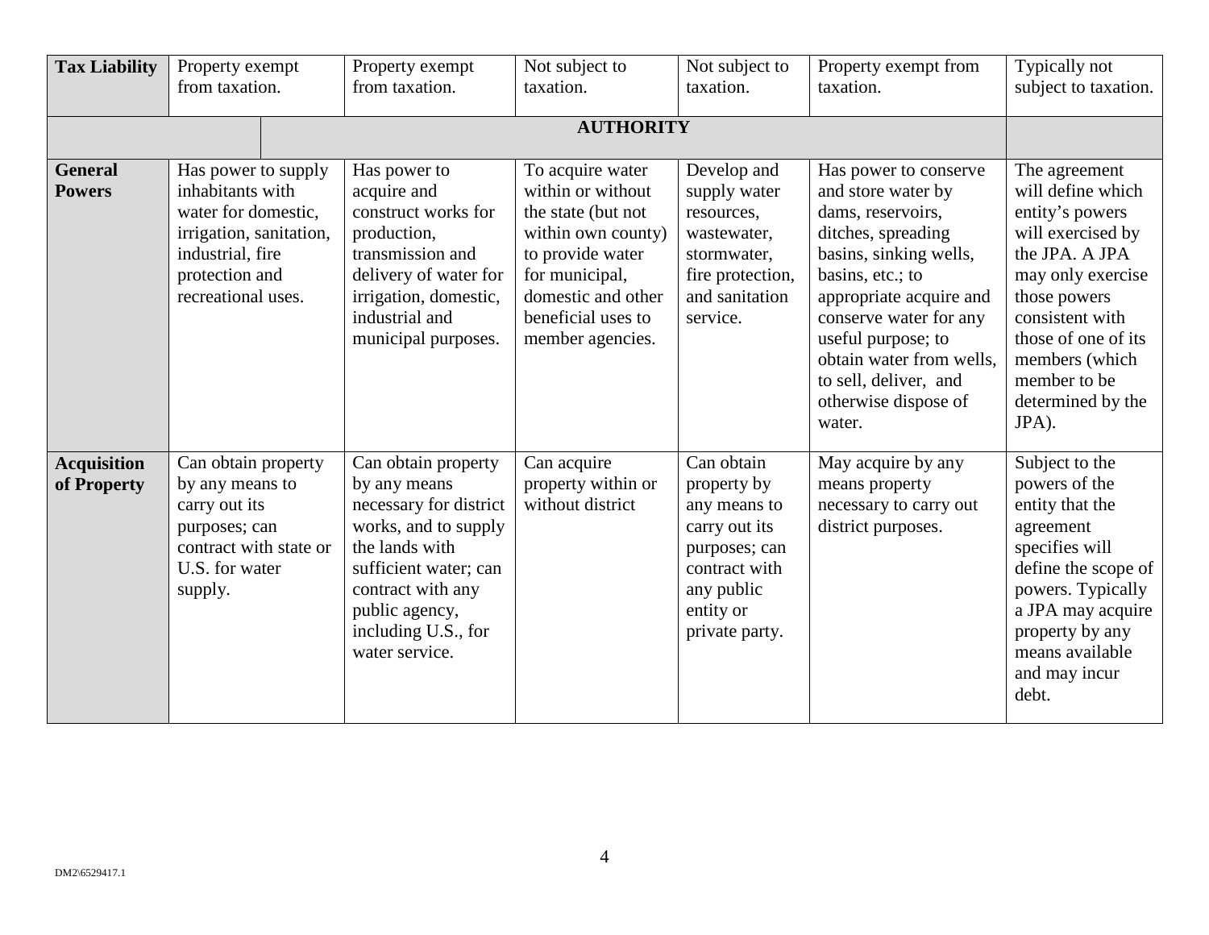| Tax Liability | Property exempt from taxation. | Property exempt from taxation. | Not subject to taxation. | Not subject to taxation. | Property exempt from taxation. | Typically not subject to taxation. |
|---|---|---|---|---|---|---|
| | | | **AUTHORITY** | | | |
| **General Powers** | Has power to supply inhabitants with water for domestic, irrigation, sanitation, industrial, fire protection and recreational uses. | Has power to acquire and construct works for production, transmission and delivery of water for irrigation, domestic, industrial and municipal purposes. | To acquire water within or without the state (but not within own county) to provide water for municipal, domestic and other beneficial uses to member agencies. | Develop and supply water resources, wastewater, stormwater, fire protection, and sanitation service. | Has power to conserve and store water by dams, reservoirs, ditches, spreading basins, sinking wells, basins, etc.; to appropriate acquire and conserve water for any useful purpose; to obtain water from wells, to sell, deliver, and otherwise dispose of water. | The agreement will define which entity's powers will exercised by the JPA. A JPA may only exercise those powers consistent with those of one of its members (which member to be determined by the JPA). |
| **Acquisition of Property** | Can obtain property by any means to carry out its purposes; can contract with state or U.S. for water supply. | Can obtain property by any means necessary for district works, and to supply the lands with sufficient water; can contract with any public agency, including U.S., for water service. | Can acquire property within or without district | Can obtain property by any means to carry out its purposes; can contract with any public entity or private party. | May acquire by any means property necessary to carry out district purposes. | Subject to the powers of the entity that the agreement specifies will define the scope of powers. Typically a JPA may acquire property by any means available and may incur debt. |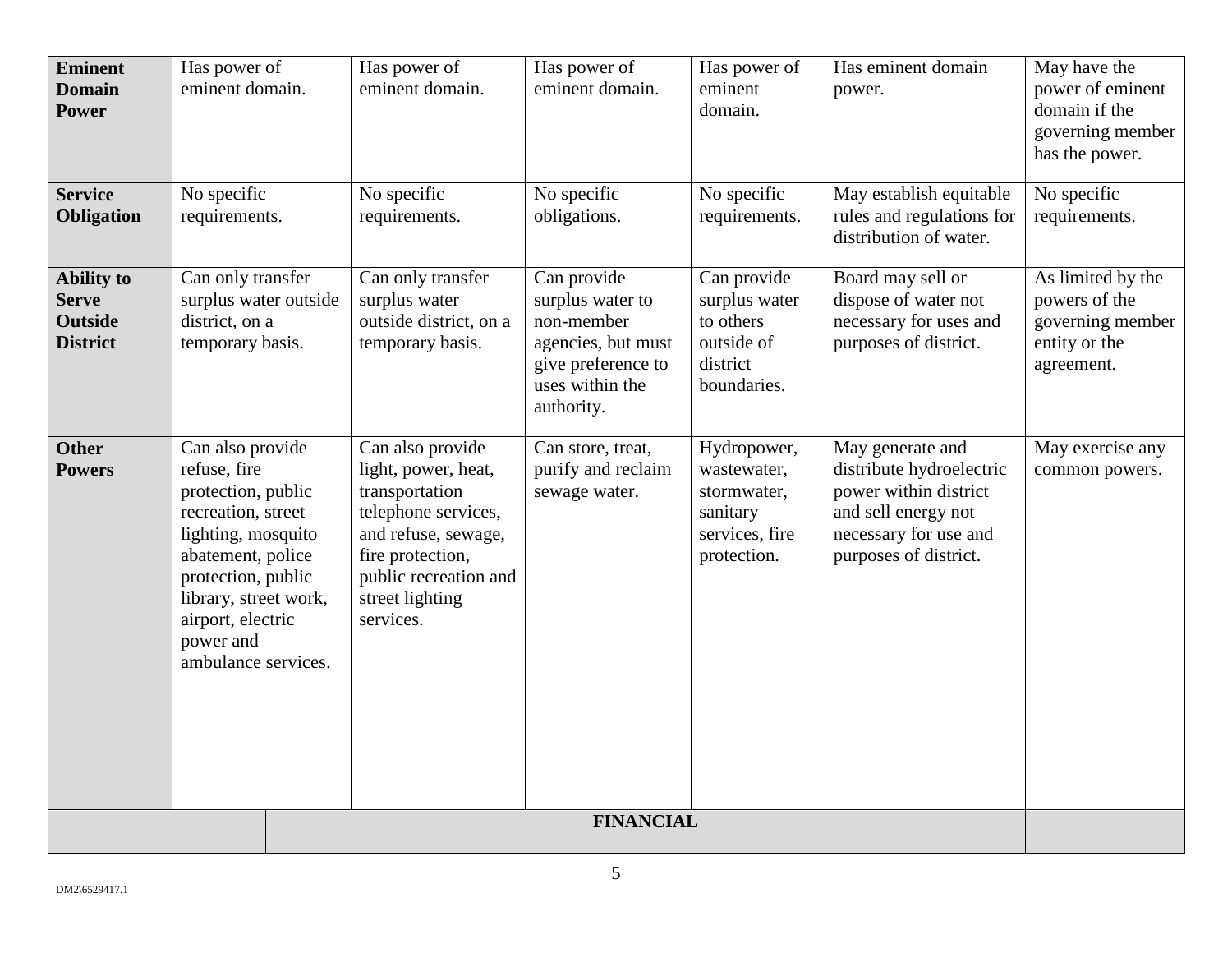| **Eminent Domain Power** | Has power of eminent domain. | Has power of eminent domain. | Has power of eminent domain. | Has power of eminent domain. | Has eminent domain power. | May have the power of eminent domain if the governing member has the power. |
|---|---|---|---|---|---|---|
| **Service Obligation** | No specific requirements. | No specific requirements. | No specific obligations. | No specific requirements. | May establish equitable rules and regulations for distribution of water. | No specific requirements. |
| **Ability to Serve Outside District** | Can only transfer surplus water outside district, on a temporary basis. | Can only transfer surplus water outside district, on a temporary basis. | Can provide surplus water to non-member agencies, but must give preference to uses within the authority. | Can provide surplus water to others outside of district boundaries. | Board may sell or dispose of water not necessary for uses and purposes of district. | As limited by the powers of the governing member entity or the agreement. |
| **Other Powers** | Can also provide refuse, fire protection, public recreation, street lighting, mosquito abatement, police protection, public library, street work, airport, electric power and ambulance services. | Can also provide light, power, heat, transportation telephone services, and refuse, sewage, fire protection, public recreation and street lighting services. | Can store, treat, purify and reclaim sewage water. | Hydropower, wastewater, stormwater, sanitary services, fire protection. | May generate and distribute hydroelectric power within district and sell energy not necessary for use and purposes of district. | May exercise any common powers. |
| | | | **FINANCIAL** | | | |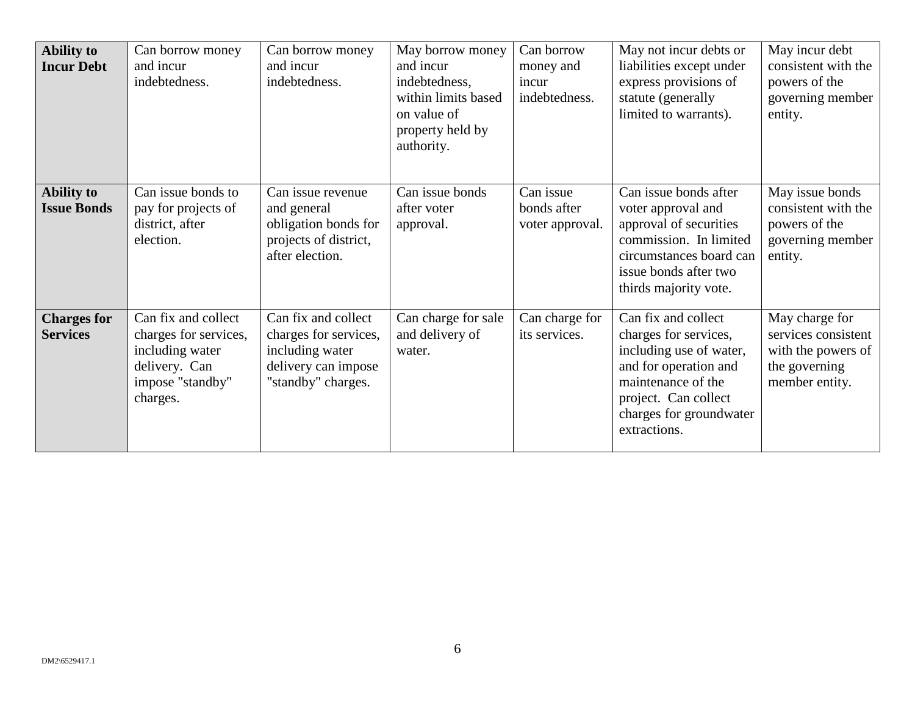| | | | | | | |
|---|---|---|---|---|---|---|
| **Ability to Incur Debt** | Can borrow money and incur indebtedness. | Can borrow money and incur indebtedness. | May borrow money and incur indebtedness, within limits based on value of property held by authority. | Can borrow money and incur indebtedness. | May not incur debts or liabilities except under express provisions of statute (generally limited to warrants). | May incur debt consistent with the powers of the governing member entity. |
| **Ability to Issue Bonds** | Can issue bonds to pay for projects of district, after election. | Can issue revenue and general obligation bonds for projects of district, after election. | Can issue bonds after voter approval. | Can issue bonds after voter approval. | Can issue bonds after voter approval and approval of securities commission. In limited circumstances board can issue bonds after two thirds majority vote. | May issue bonds consistent with the powers of the governing member entity. |
| **Charges for Services** | Can fix and collect charges for services, including water delivery. Can impose "standby" charges. | Can fix and collect charges for services, including water delivery can impose "standby" charges. | Can charge for sale and delivery of water. | Can charge for its services. | Can fix and collect charges for services, including use of water, and for operation and maintenance of the project. Can collect charges for groundwater extractions. | May charge for services consistent with the powers of the governing member entity. |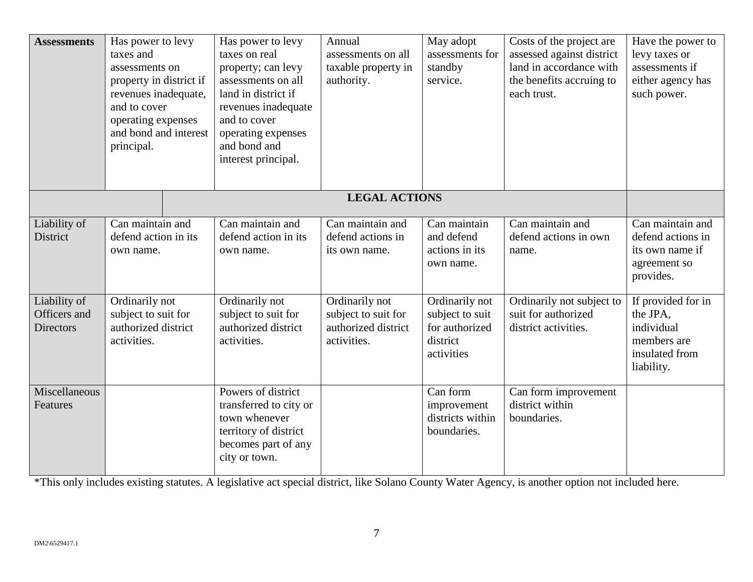| | | | | | | |
|---|---|---|---|---|---|---|
| **Assessments** | Has power to levy taxes and assessments on property in district if revenues inadequate, and to cover operating expenses and bond and interest principal. | Has power to levy taxes on real property; can levy assessments on all land in district if revenues inadequate and to cover operating expenses and bond and interest principal. | Annual assessments on all taxable property in authority. | May adopt assessments for standby service. | Costs of the project are assessed against district land in accordance with the benefits accruing to each trust. | Have the power to levy taxes or assessments if either agency has such power. |
| | **LEGAL ACTIONS** | | | | | |
| Liability of District | Can maintain and defend action in its own name. | Can maintain and defend action in its own name. | Can maintain and defend actions in its own name. | Can maintain and defend actions in its own name. | Can maintain and defend actions in own name. | Can maintain and defend actions in its own name if agreement so provides. |
| Liability of Officers and Directors | Ordinarily not subject to suit for authorized district activities. | Ordinarily not subject to suit for authorized district activities. | Ordinarily not subject to suit for authorized district activities. | Ordinarily not subject to suit for authorized district activities | Ordinarily not subject to suit for authorized district activities. | If provided for in the JPA, individual members are insulated from liability. |
| Miscellaneous Features | | Powers of district transferred to city or town whenever territory of district becomes part of any city or town. | | Can form improvement districts within boundaries. | Can form improvement district within boundaries. | |

*This only includes existing statutes. A legislative act special district, like Solano County Water Agency, is another option not included here.

DM2\6529417.1